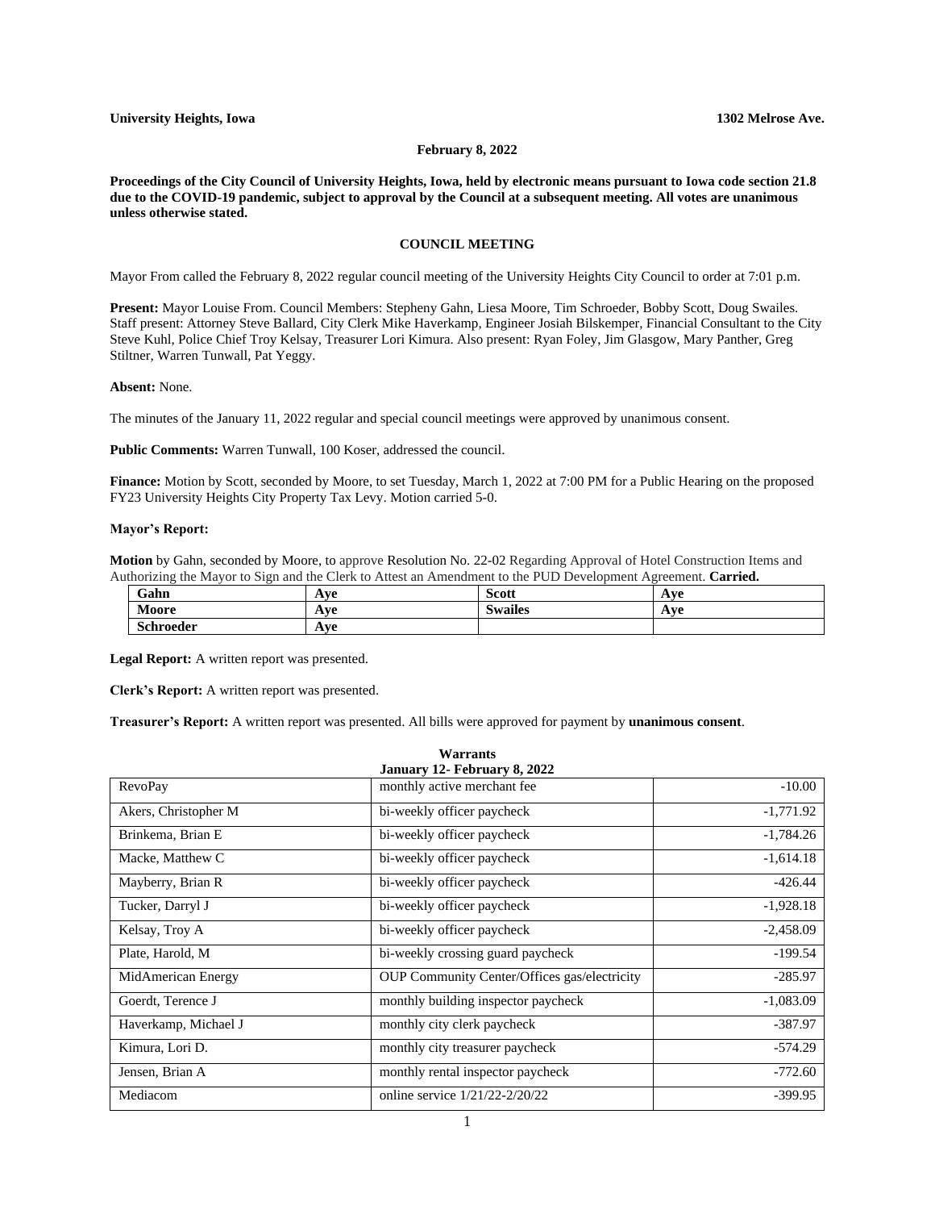**University Heights, Iowa** **1302 Melrose Ave.**

**February 8, 2022**

**Proceedings of the City Council of University Heights, Iowa, held by electronic means pursuant to Iowa code section 21.8 due to the COVID-19 pandemic, subject to approval by the Council at a subsequent meeting. All votes are unanimous unless otherwise stated.**

## COUNCIL MEETING

Mayor From called the February 8, 2022 regular council meeting of the University Heights City Council to order at 7:01 p.m.

**Present:** Mayor Louise From. Council Members: Stepheny Gahn, Liesa Moore, Tim Schroeder, Bobby Scott, Doug Swailes. Staff present: Attorney Steve Ballard, City Clerk Mike Haverkamp, Engineer Josiah Bilskemper, Financial Consultant to the City Steve Kuhl, Police Chief Troy Kelsay, Treasurer Lori Kimura. Also present: Ryan Foley, Jim Glasgow, Mary Panther, Greg Stiltner, Warren Tunwall, Pat Yeggy.

**Absent:** None.

The minutes of the January 11, 2022 regular and special council meetings were approved by unanimous consent.

**Public Comments:** Warren Tunwall, 100 Koser, addressed the council.

**Finance:** Motion by Scott, seconded by Moore, to set Tuesday, March 1, 2022 at 7:00 PM for a Public Hearing on the proposed FY23 University Heights City Property Tax Levy. Motion carried 5-0.

**Mayor's Report:**

**Motion** by Gahn, seconded by Moore, to approve Resolution No. 22-02 Regarding Approval of Hotel Construction Items and Authorizing the Mayor to Sign and the Clerk to Attest an Amendment to the PUD Development Agreement. **Carried.**

| Gahn | Aye | Scott | Aye |
|---|---|---|---|
| **Moore** | **Aye** | **Swailes** | **Aye** |
| **Schroeder** | **Aye** | | |

**Legal Report:** A written report was presented.

**Clerk's Report:** A written report was presented.

**Treasurer's Report:** A written report was presented. All bills were approved for payment by **unanimous consent**.

**Warrants**
**January 12- February 8, 2022**

| | | |
|---|---|---:|
| RevoPay | monthly active merchant fee | -10.00 |
| Akers, Christopher M | bi-weekly officer paycheck | -1,771.92 |
| Brinkema, Brian E | bi-weekly officer paycheck | -1,784.26 |
| Macke, Matthew C | bi-weekly officer paycheck | -1,614.18 |
| Mayberry, Brian R | bi-weekly officer paycheck | -426.44 |
| Tucker, Darryl J | bi-weekly officer paycheck | -1,928.18 |
| Kelsay, Troy A | bi-weekly officer paycheck | -2,458.09 |
| Plate, Harold, M | bi-weekly crossing guard paycheck | -199.54 |
| MidAmerican Energy | OUP Community Center/Offices gas/electricity | -285.97 |
| Goerdt, Terence J | monthly building inspector paycheck | -1,083.09 |
| Haverkamp, Michael J | monthly city clerk paycheck | -387.97 |
| Kimura, Lori D. | monthly city treasurer paycheck | -574.29 |
| Jensen, Brian A | monthly rental inspector paycheck | -772.60 |
| Mediacom | online service 1/21/22-2/20/22 | -399.95 |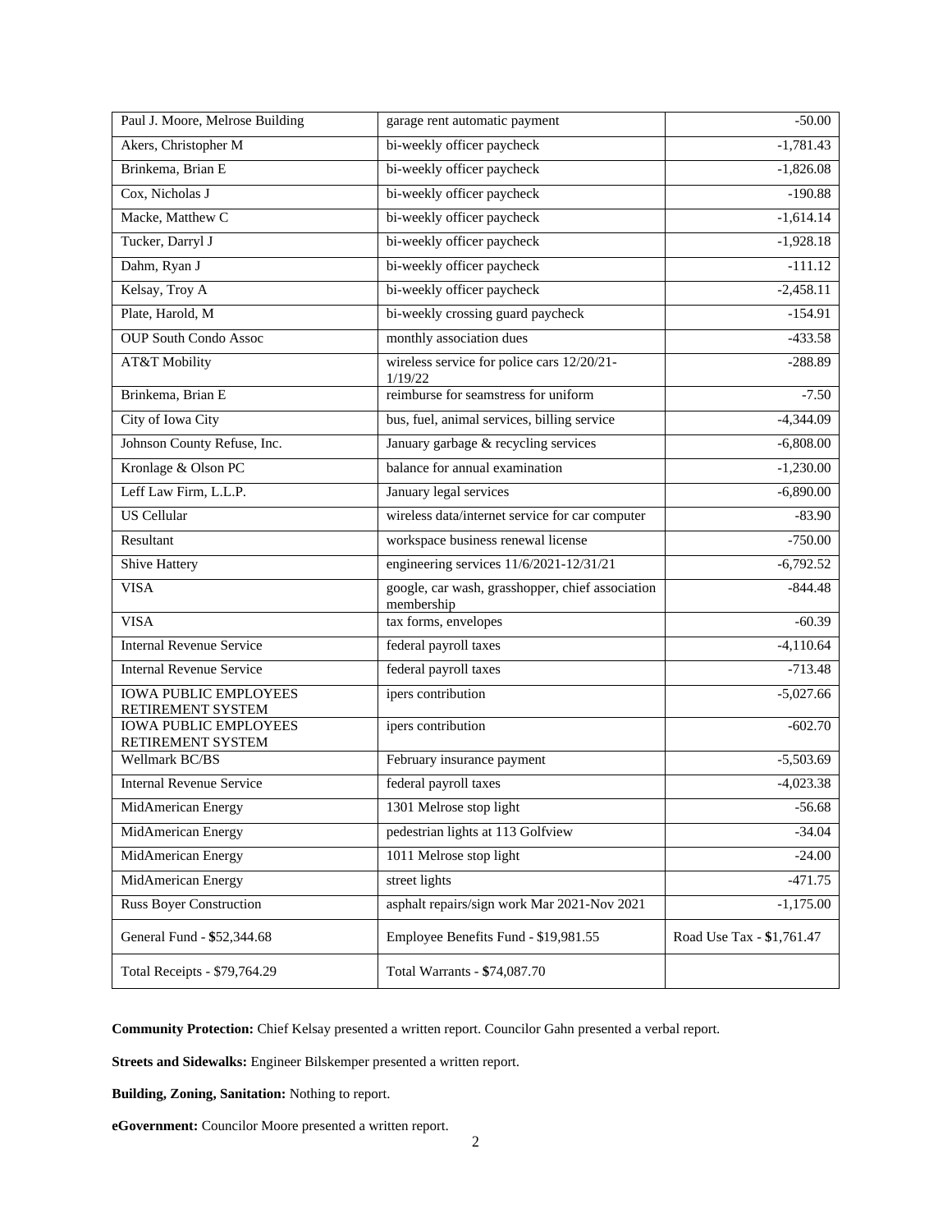| Paul J. Moore, Melrose Building | garage rent automatic payment | -50.00 |
|---|---|---|
| Akers, Christopher M | bi-weekly officer paycheck | -1,781.43 |
| Brinkema, Brian E | bi-weekly officer paycheck | -1,826.08 |
| Cox, Nicholas J | bi-weekly officer paycheck | -190.88 |
| Macke, Matthew C | bi-weekly officer paycheck | -1,614.14 |
| Tucker, Darryl J | bi-weekly officer paycheck | -1,928.18 |
| Dahm, Ryan J | bi-weekly officer paycheck | -111.12 |
| Kelsay, Troy A | bi-weekly officer paycheck | -2,458.11 |
| Plate, Harold, M | bi-weekly crossing guard paycheck | -154.91 |
| OUP South Condo Assoc | monthly association dues | -433.58 |
| AT&T Mobility | wireless service for police cars 12/20/21-1/19/22 | -288.89 |
| Brinkema, Brian E | reimburse for seamstress for uniform | -7.50 |
| City of Iowa City | bus, fuel, animal services, billing service | -4,344.09 |
| Johnson County Refuse, Inc. | January garbage & recycling services | -6,808.00 |
| Kronlage & Olson PC | balance for annual examination | -1,230.00 |
| Leff Law Firm, L.L.P. | January legal services | -6,890.00 |
| US Cellular | wireless data/internet service for car computer | -83.90 |
| Resultant | workspace business renewal license | -750.00 |
| Shive Hattery | engineering services 11/6/2021-12/31/21 | -6,792.52 |
| VISA | google, car wash, grasshopper, chief association membership | -844.48 |
| VISA | tax forms, envelopes | -60.39 |
| Internal Revenue Service | federal payroll taxes | -4,110.64 |
| Internal Revenue Service | federal payroll taxes | -713.48 |
| IOWA PUBLIC EMPLOYEES RETIREMENT SYSTEM | ipers contribution | -5,027.66 |
| IOWA PUBLIC EMPLOYEES RETIREMENT SYSTEM | ipers contribution | -602.70 |
| Wellmark BC/BS | February insurance payment | -5,503.69 |
| Internal Revenue Service | federal payroll taxes | -4,023.38 |
| MidAmerican Energy | 1301 Melrose stop light | -56.68 |
| MidAmerican Energy | pedestrian lights at 113 Golfview | -34.04 |
| MidAmerican Energy | 1011 Melrose stop light | -24.00 |
| MidAmerican Energy | street lights | -471.75 |
| Russ Boyer Construction | asphalt repairs/sign work Mar 2021-Nov 2021 | -1,175.00 |
| General Fund - **$**52,344.68 | Employee Benefits Fund - $19,981.55 | Road Use Tax - **$**1,761.47 |
| Total Receipts - $79,764.29 | Total Warrants - **$**74,087.70 | |

**Community Protection:** Chief Kelsay presented a written report. Councilor Gahn presented a verbal report.

**Streets and Sidewalks:** Engineer Bilskemper presented a written report.

**Building, Zoning, Sanitation:** Nothing to report.

**eGovernment:** Councilor Moore presented a written report.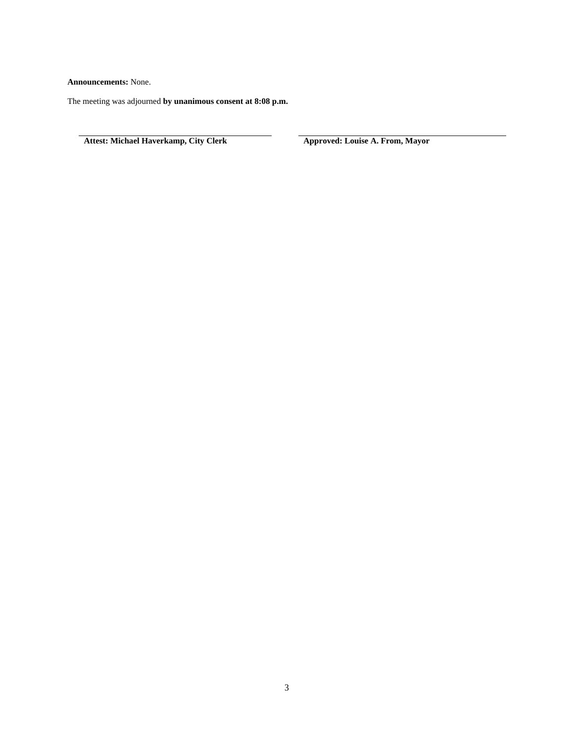**Announcements:** None.

The meeting was adjourned **by unanimous consent at 8:08 p.m.**

| | |
|---|---|
| **Attest: Michael Haverkamp, City Clerk** | **Approved: Louise A. From, Mayor** |